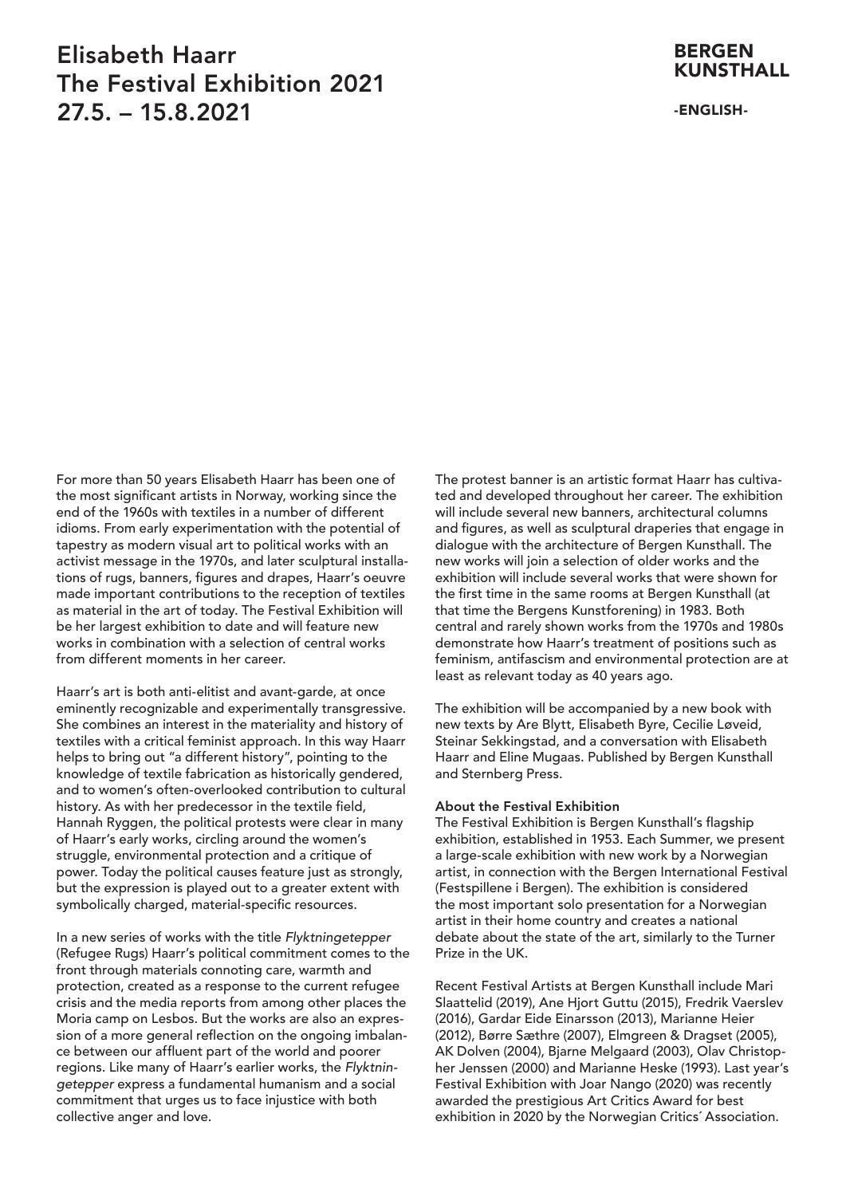# Elisabeth Haarr
# The Festival Exhibition 2021
# 27.5. – 15.8.2021

**BERGEN KUNSTHALL**

-ENGLISH-

For more than 50 years Elisabeth Haarr has been one of the most significant artists in Norway, working since the end of the 1960s with textiles in a number of different idioms. From early experimentation with the potential of tapestry as modern visual art to political works with an activist message in the 1970s, and later sculptural installations of rugs, banners, figures and drapes, Haarr's oeuvre made important contributions to the reception of textiles as material in the art of today. The Festival Exhibition will be her largest exhibition to date and will feature new works in combination with a selection of central works from different moments in her career.

Haarr's art is both anti-elitist and avant-garde, at once eminently recognizable and experimentally transgressive. She combines an interest in the materiality and history of textiles with a critical feminist approach. In this way Haarr helps to bring out "a different history", pointing to the knowledge of textile fabrication as historically gendered, and to women's often-overlooked contribution to cultural history. As with her predecessor in the textile field, Hannah Ryggen, the political protests were clear in many of Haarr's early works, circling around the women's struggle, environmental protection and a critique of power. Today the political causes feature just as strongly, but the expression is played out to a greater extent with symbolically charged, material-specific resources.

In a new series of works with the title *Flyktningetepper* (Refugee Rugs) Haarr's political commitment comes to the front through materials connoting care, warmth and protection, created as a response to the current refugee crisis and the media reports from among other places the Moria camp on Lesbos. But the works are also an expression of a more general reflection on the ongoing imbalance between our affluent part of the world and poorer regions. Like many of Haarr's earlier works, the *Flyktningetepper* express a fundamental humanism and a social commitment that urges us to face injustice with both collective anger and love.

The protest banner is an artistic format Haarr has cultivated and developed throughout her career. The exhibition will include several new banners, architectural columns and figures, as well as sculptural draperies that engage in dialogue with the architecture of Bergen Kunsthall. The new works will join a selection of older works and the exhibition will include several works that were shown for the first time in the same rooms at Bergen Kunsthall (at that time the Bergens Kunstforening) in 1983. Both central and rarely shown works from the 1970s and 1980s demonstrate how Haarr's treatment of positions such as feminism, antifascism and environmental protection are at least as relevant today as 40 years ago.

The exhibition will be accompanied by a new book with new texts by Are Blytt, Elisabeth Byre, Cecilie Løveid, Steinar Sekkingstad, and a conversation with Elisabeth Haarr and Eline Mugaas. Published by Bergen Kunsthall and Sternberg Press.

**About the Festival Exhibition**

The Festival Exhibition is Bergen Kunsthall's flagship exhibition, established in 1953. Each Summer, we present a large-scale exhibition with new work by a Norwegian artist, in connection with the Bergen International Festival (Festspillene i Bergen). The exhibition is considered the most important solo presentation for a Norwegian artist in their home country and creates a national debate about the state of the art, similarly to the Turner Prize in the UK.

Recent Festival Artists at Bergen Kunsthall include Mari Slaattelid (2019), Ane Hjort Guttu (2015), Fredrik Vaerslev (2016), Gardar Eide Einarsson (2013), Marianne Heier (2012), Børre Sæthre (2007), Elmgreen & Dragset (2005), AK Dolven (2004), Bjarne Melgaard (2003), Olav Christopher Jenssen (2000) and Marianne Heske (1993). Last year's Festival Exhibition with Joar Nango (2020) was recently awarded the prestigious Art Critics Award for best exhibition in 2020 by the Norwegian Critics´ Association.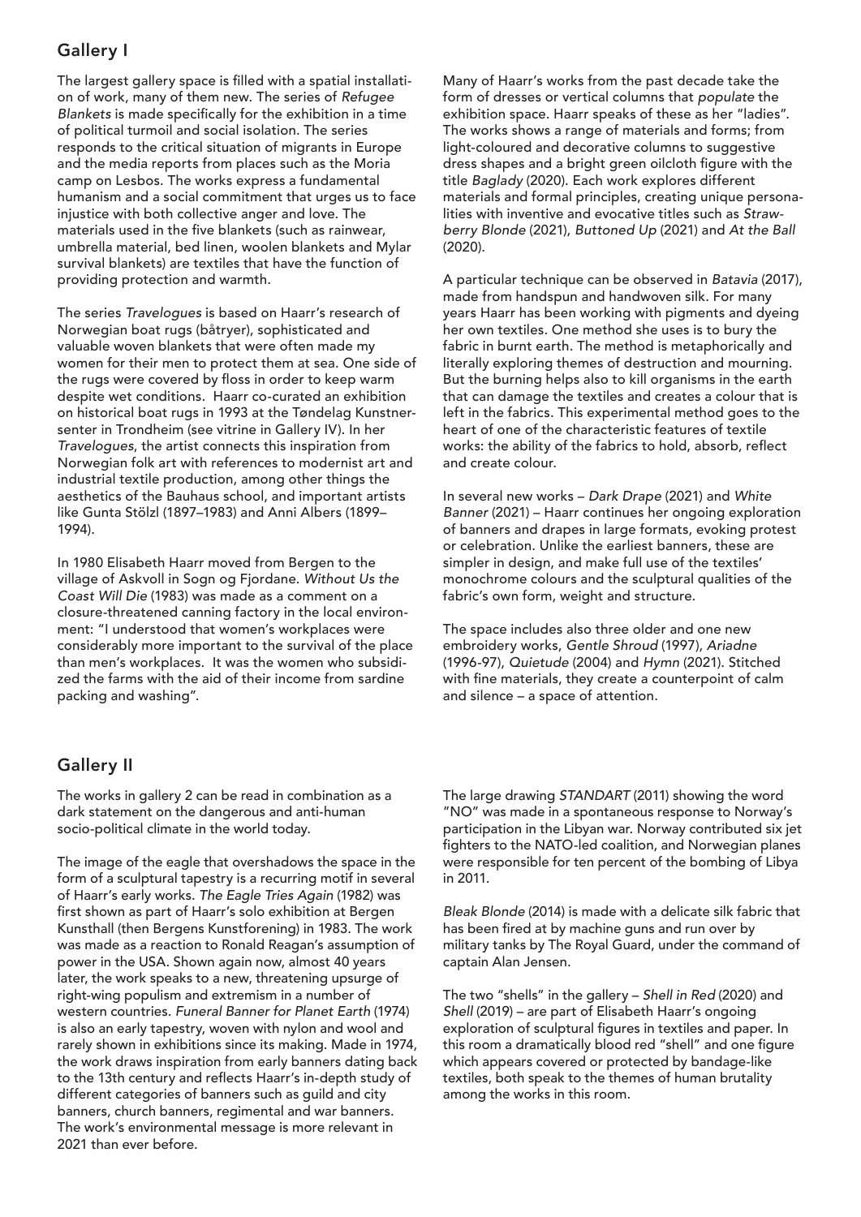## Gallery I

The largest gallery space is filled with a spatial installation of work, many of them new. The series of *Refugee Blankets* is made specifically for the exhibition in a time of political turmoil and social isolation. The series responds to the critical situation of migrants in Europe and the media reports from places such as the Moria camp on Lesbos. The works express a fundamental humanism and a social commitment that urges us to face injustice with both collective anger and love. The materials used in the five blankets (such as rainwear, umbrella material, bed linen, woolen blankets and Mylar survival blankets) are textiles that have the function of providing protection and warmth.

The series *Travelogues* is based on Haarr's research of Norwegian boat rugs (båtryer), sophisticated and valuable woven blankets that were often made my women for their men to protect them at sea. One side of the rugs were covered by floss in order to keep warm despite wet conditions. Haarr co-curated an exhibition on historical boat rugs in 1993 at the Tøndelag Kunstnersenter in Trondheim (see vitrine in Gallery IV). In her *Travelogues*, the artist connects this inspiration from Norwegian folk art with references to modernist art and industrial textile production, among other things the aesthetics of the Bauhaus school, and important artists like Gunta Stölzl (1897–1983) and Anni Albers (1899–1994).

In 1980 Elisabeth Haarr moved from Bergen to the village of Askvoll in Sogn og Fjordane. *Without Us the Coast Will Die* (1983) was made as a comment on a closure-threatened canning factory in the local environment: "I understood that women's workplaces were considerably more important to the survival of the place than men's workplaces. It was the women who subsidized the farms with the aid of their income from sardine packing and washing".

Many of Haarr's works from the past decade take the form of dresses or vertical columns that *populate* the exhibition space. Haarr speaks of these as her "ladies". The works shows a range of materials and forms; from light-coloured and decorative columns to suggestive dress shapes and a bright green oilcloth figure with the title *Baglady* (2020). Each work explores different materials and formal principles, creating unique personalities with inventive and evocative titles such as *Strawberry Blonde* (2021), *Buttoned Up* (2021) and *At the Ball* (2020).

A particular technique can be observed in *Batavia* (2017), made from handspun and handwoven silk. For many years Haarr has been working with pigments and dyeing her own textiles. One method she uses is to bury the fabric in burnt earth. The method is metaphorically and literally exploring themes of destruction and mourning. But the burning helps also to kill organisms in the earth that can damage the textiles and creates a colour that is left in the fabrics. This experimental method goes to the heart of one of the characteristic features of textile works: the ability of the fabrics to hold, absorb, reflect and create colour.

In several new works – *Dark Drape* (2021) and *White Banner* (2021) – Haarr continues her ongoing exploration of banners and drapes in large formats, evoking protest or celebration. Unlike the earliest banners, these are simpler in design, and make full use of the textiles' monochrome colours and the sculptural qualities of the fabric's own form, weight and structure.

The space includes also three older and one new embroidery works, *Gentle Shroud* (1997), *Ariadne* (1996-97), *Quietude* (2004) and *Hymn* (2021). Stitched with fine materials, they create a counterpoint of calm and silence – a space of attention.

## Gallery II

The works in gallery 2 can be read in combination as a dark statement on the dangerous and anti-human socio-political climate in the world today.

The image of the eagle that overshadows the space in the form of a sculptural tapestry is a recurring motif in several of Haarr's early works. *The Eagle Tries Again* (1982) was first shown as part of Haarr's solo exhibition at Bergen Kunsthall (then Bergens Kunstforening) in 1983. The work was made as a reaction to Ronald Reagan's assumption of power in the USA. Shown again now, almost 40 years later, the work speaks to a new, threatening upsurge of right-wing populism and extremism in a number of western countries. *Funeral Banner for Planet Earth* (1974) is also an early tapestry, woven with nylon and wool and rarely shown in exhibitions since its making. Made in 1974, the work draws inspiration from early banners dating back to the 13th century and reflects Haarr's in-depth study of different categories of banners such as guild and city banners, church banners, regimental and war banners. The work's environmental message is more relevant in 2021 than ever before.

The large drawing *STANDART* (2011) showing the word "NO" was made in a spontaneous response to Norway's participation in the Libyan war. Norway contributed six jet fighters to the NATO-led coalition, and Norwegian planes were responsible for ten percent of the bombing of Libya in 2011.

*Bleak Blonde* (2014) is made with a delicate silk fabric that has been fired at by machine guns and run over by military tanks by The Royal Guard, under the command of captain Alan Jensen.

The two "shells" in the gallery – *Shell in Red* (2020) and *Shell* (2019) – are part of Elisabeth Haarr's ongoing exploration of sculptural figures in textiles and paper. In this room a dramatically blood red "shell" and one figure which appears covered or protected by bandage-like textiles, both speak to the themes of human brutality among the works in this room.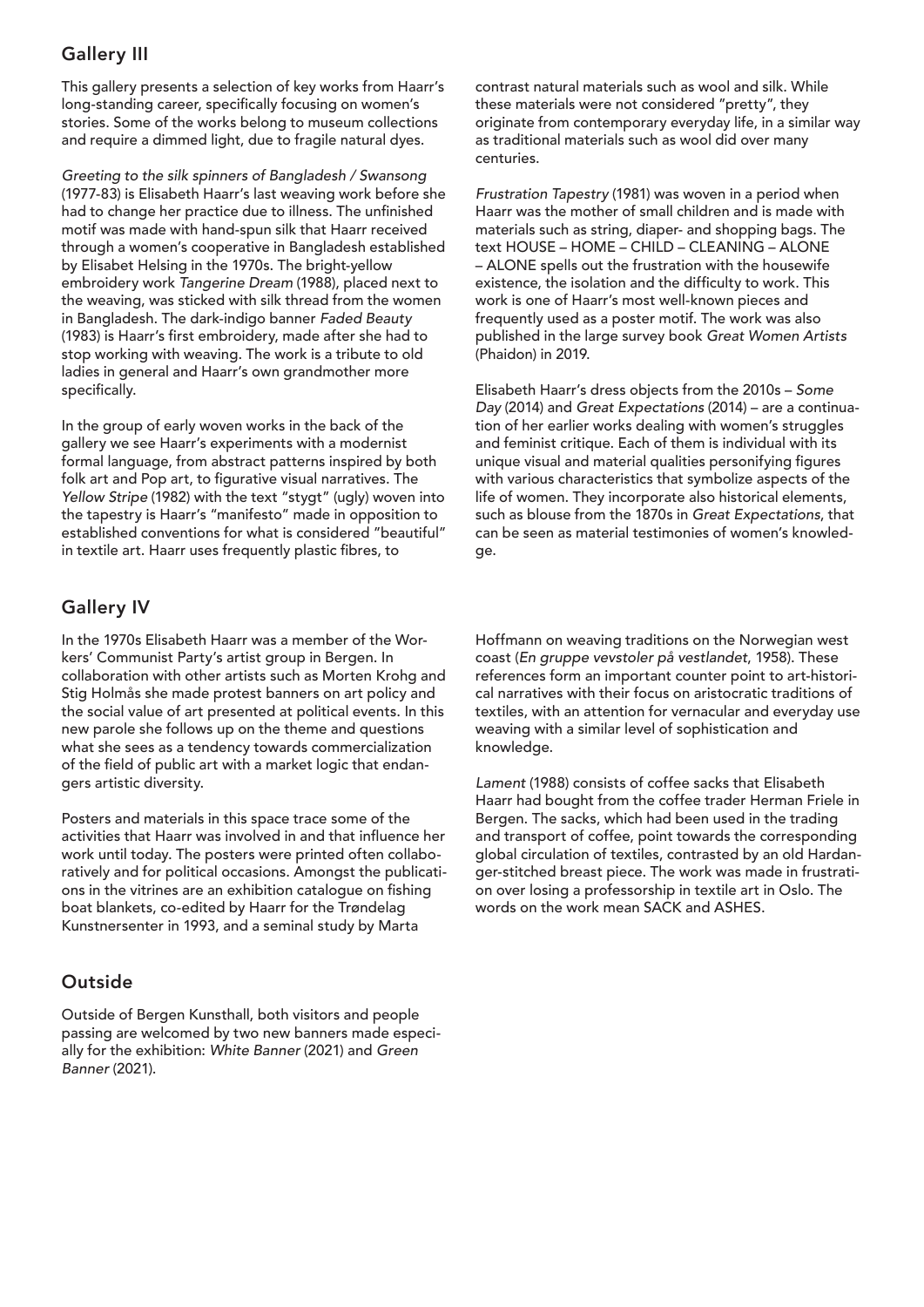## Gallery III

This gallery presents a selection of key works from Haarr's long-standing career, specifically focusing on women's stories. Some of the works belong to museum collections and require a dimmed light, due to fragile natural dyes.

*Greeting to the silk spinners of Bangladesh / Swansong* (1977-83) is Elisabeth Haarr's last weaving work before she had to change her practice due to illness. The unfinished motif was made with hand-spun silk that Haarr received through a women's cooperative in Bangladesh established by Elisabet Helsing in the 1970s. The bright-yellow embroidery work *Tangerine Dream* (1988), placed next to the weaving, was sticked with silk thread from the women in Bangladesh. The dark-indigo banner *Faded Beauty* (1983) is Haarr's first embroidery, made after she had to stop working with weaving. The work is a tribute to old ladies in general and Haarr's own grandmother more specifically.

In the group of early woven works in the back of the gallery we see Haarr's experiments with a modernist formal language, from abstract patterns inspired by both folk art and Pop art, to figurative visual narratives. The *Yellow Stripe* (1982) with the text "stygt" (ugly) woven into the tapestry is Haarr's "manifesto" made in opposition to established conventions for what is considered "beautiful" in textile art. Haarr uses frequently plastic fibres, to contrast natural materials such as wool and silk. While these materials were not considered "pretty", they originate from contemporary everyday life, in a similar way as traditional materials such as wool did over many centuries.

*Frustration Tapestry* (1981) was woven in a period when Haarr was the mother of small children and is made with materials such as string, diaper- and shopping bags. The text HOUSE – HOME – CHILD – CLEANING – ALONE – ALONE spells out the frustration with the housewife existence, the isolation and the difficulty to work. This work is one of Haarr's most well-known pieces and frequently used as a poster motif. The work was also published in the large survey book *Great Women Artists* (Phaidon) in 2019.

Elisabeth Haarr's dress objects from the 2010s – *Some Day* (2014) and *Great Expectations* (2014) – are a continuation of her earlier works dealing with women's struggles and feminist critique. Each of them is individual with its unique visual and material qualities personifying figures with various characteristics that symbolize aspects of the life of women. They incorporate also historical elements, such as blouse from the 1870s in *Great Expectations*, that can be seen as material testimonies of women's knowledge.

## Gallery IV

In the 1970s Elisabeth Haarr was a member of the Workers' Communist Party's artist group in Bergen. In collaboration with other artists such as Morten Krohg and Stig Holmås she made protest banners on art policy and the social value of art presented at political events. In this new parole she follows up on the theme and questions what she sees as a tendency towards commercialization of the field of public art with a market logic that endangers artistic diversity.

Posters and materials in this space trace some of the activities that Haarr was involved in and that influence her work until today. The posters were printed often collaboratively and for political occasions. Amongst the publications in the vitrines are an exhibition catalogue on fishing boat blankets, co-edited by Haarr for the Trøndelag Kunstnersenter in 1993, and a seminal study by Marta Hoffmann on weaving traditions on the Norwegian west coast (*En gruppe vevstoler på vestlandet*, 1958). These references form an important counter point to art-historical narratives with their focus on aristocratic traditions of textiles, with an attention for vernacular and everyday use weaving with a similar level of sophistication and knowledge.

*Lament* (1988) consists of coffee sacks that Elisabeth Haarr had bought from the coffee trader Herman Friele in Bergen. The sacks, which had been used in the trading and transport of coffee, point towards the corresponding global circulation of textiles, contrasted by an old Hardanger-stitched breast piece. The work was made in frustration over losing a professorship in textile art in Oslo. The words on the work mean SACK and ASHES.

## Outside

Outside of Bergen Kunsthall, both visitors and people passing are welcomed by two new banners made especially for the exhibition: *White Banner* (2021) and *Green Banner* (2021).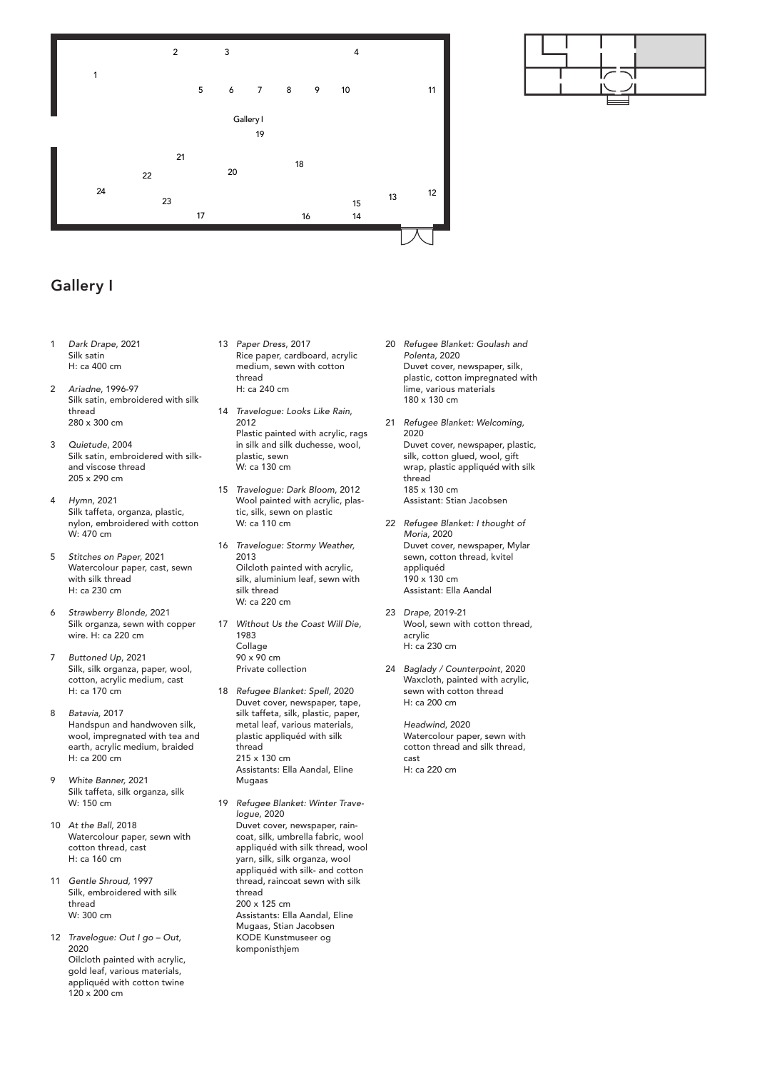## Gallery I

1 *Dark Drape*, 2021
Silk satin
H: ca 400 cm

2 *Ariadne*, 1996-97
Silk satin, embroidered with silk thread
280 x 300 cm

3 *Quietude*, 2004
Silk satin, embroidered with silk- and viscose thread
205 x 290 cm

4 *Hymn*, 2021
Silk taffeta, organza, plastic, nylon, embroidered with cotton
W: 470 cm

5 *Stitches on Paper*, 2021
Watercolour paper, cast, sewn with silk thread
H: ca 230 cm

6 *Strawberry Blonde*, 2021
Silk organza, sewn with copper wire. H: ca 220 cm

7 *Buttoned Up*, 2021
Silk, silk organza, paper, wool, cotton, acrylic medium, cast
H: ca 170 cm

8 *Batavia*, 2017
Handspun and handwoven silk, wool, impregnated with tea and earth, acrylic medium, braided
H: ca 200 cm

9 *White Banner*, 2021
Silk taffeta, silk organza, silk
W: 150 cm

10 *At the Ball*, 2018
Watercolour paper, sewn with cotton thread, cast
H: ca 160 cm

11 *Gentle Shroud*, 1997
Silk, embroidered with silk thread
W: 300 cm

12 *Travelogue: Out I go – Out*, 2020
Oilcloth painted with acrylic, gold leaf, various materials, appliquéd with cotton twine
120 x 200 cm

13 *Paper Dress*, 2017
Rice paper, cardboard, acrylic medium, sewn with cotton thread
H: ca 240 cm

14 *Travelogue: Looks Like Rain*, 2012
Plastic painted with acrylic, rags in silk and silk duchesse, wool, plastic, sewn
W: ca 130 cm

15 *Travelogue: Dark Bloom*, 2012
Wool painted with acrylic, plastic, silk, sewn on plastic
W: ca 110 cm

16 *Travelogue: Stormy Weather*, 2013
Oilcloth painted with acrylic, silk, aluminium leaf, sewn with silk thread
W: ca 220 cm

17 *Without Us the Coast Will Die*, 1983
Collage
90 x 90 cm
Private collection

18 *Refugee Blanket: Spell*, 2020
Duvet cover, newspaper, tape, silk taffeta, silk, plastic, paper, metal leaf, various materials, plastic appliquéd with silk thread
215 x 130 cm
Assistants: Ella Aandal, Eline Mugaas

19 *Refugee Blanket: Winter Travelogue*, 2020
Duvet cover, newspaper, raincoat, silk, umbrella fabric, wool appliquéd with silk thread, wool yarn, silk, silk organza, wool appliquéd with silk- and cotton thread, raincoat sewn with silk thread
200 x 125 cm
Assistants: Ella Aandal, Eline Mugaas, Stian Jacobsen
KODE Kunstmuseer og komponisthjem

20 *Refugee Blanket: Goulash and Polenta*, 2020
Duvet cover, newspaper, silk, plastic, cotton impregnated with lime, various materials
180 x 130 cm

21 *Refugee Blanket: Welcoming*, 2020
Duvet cover, newspaper, plastic, silk, cotton glued, wool, gift wrap, plastic appliquéd with silk thread
185 x 130 cm
Assistant: Stian Jacobsen

22 *Refugee Blanket: I thought of Moria*, 2020
Duvet cover, newspaper, Mylar sewn, cotton thread, kvitel appliquéd
190 x 130 cm
Assistant: Ella Aandal

23 *Drape*, 2019-21
Wool, sewn with cotton thread, acrylic
H: ca 230 cm

24 *Baglady / Counterpoint*, 2020
Waxcloth, painted with acrylic, sewn with cotton thread
H: ca 200 cm

*Headwind*, 2020
Watercolour paper, sewn with cotton thread and silk thread, cast
H: ca 220 cm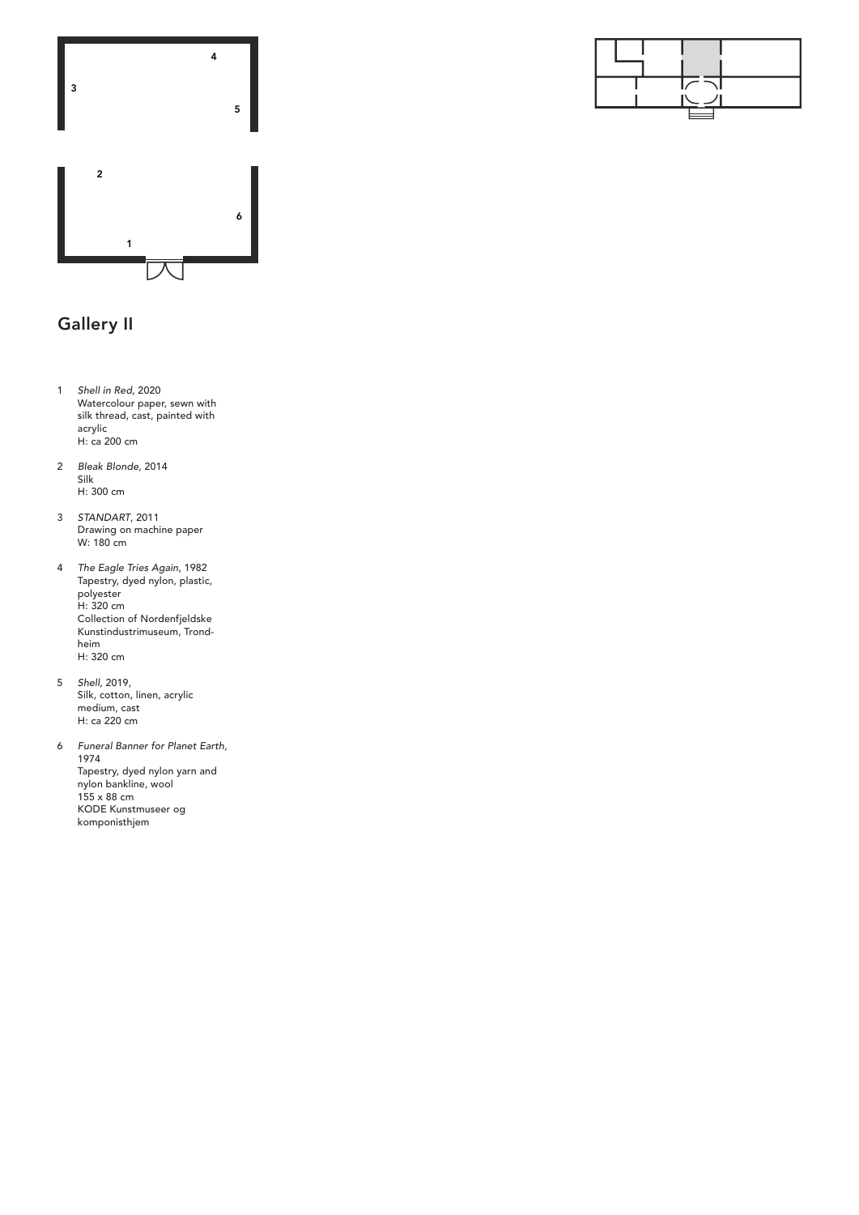## Gallery II

1. *Shell in Red*, 2020
   Watercolour paper, sewn with silk thread, cast, painted with acrylic
   H: ca 200 cm

2. *Bleak Blonde*, 2014
   Silk
   H: 300 cm

3. *STANDART*, 2011
   Drawing on machine paper
   W: 180 cm

4. *The Eagle Tries Again*, 1982
   Tapestry, dyed nylon, plastic, polyester
   H: 320 cm
   Collection of Nordenfjeldske Kunstindustrimuseum, Trondheim
   H: 320 cm

5. *Shell*, 2019,
   Silk, cotton, linen, acrylic medium, cast
   H: ca 220 cm

6. *Funeral Banner for Planet Earth*, 1974
   Tapestry, dyed nylon yarn and nylon bankline, wool
   155 x 88 cm
   KODE Kunstmuseer og komponisthjem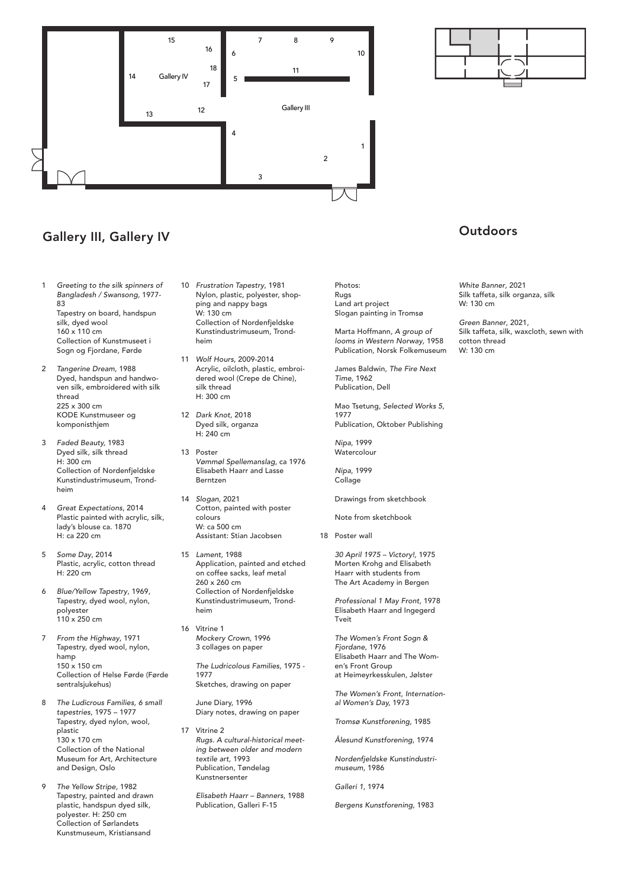## Gallery III, Gallery IV

1. *Greeting to the silk spinners of Bangladesh / Swansong*, 1977-83
   Tapestry on board, handspun silk, dyed wool
   160 x 110 cm
   Collection of Kunstmuseet i Sogn og Fjordane, Førde

2. *Tangerine Dream*, 1988
   Dyed, handspun and handwoven silk, embroidered with silk thread
   225 x 300 cm
   KODE Kunstmuseer og komponisthjem

3. *Faded Beauty*, 1983
   Dyed silk, silk thread
   H: 300 cm
   Collection of Nordenfjeldske Kunstindustrimuseum, Trondheim

4. *Great Expectations*, 2014
   Plastic painted with acrylic, silk, lady's blouse ca. 1870
   H: ca 220 cm

5. *Some Day*, 2014
   Plastic, acrylic, cotton thread
   H: 220 cm

6. *Blue/Yellow Tapestry*, 1969,
   Tapestry, dyed wool, nylon, polyester
   110 x 250 cm

7. *From the Highway*, 1971
   Tapestry, dyed wool, nylon, hamp
   150 x 150 cm
   Collection of Helse Førde (Førde sentralsjukehus)

8. *The Ludicrous Families, 6 small tapestries*, 1975 – 1977
   Tapestry, dyed nylon, wool, plastic
   130 x 170 cm
   Collection of the National Museum for Art, Architecture and Design, Oslo

9. *The Yellow Stripe*, 1982
   Tapestry, painted and drawn plastic, handspun dyed silk, polyester. H: 250 cm
   Collection of Sørlandets Kunstmuseum, Kristiansand

10. *Frustration Tapestry*, 1981
    Nylon, plastic, polyester, shopping and nappy bags
    W: 130 cm
    Collection of Nordenfjeldske Kunstindustrimuseum, Trondheim

11. *Wolf Hours*, 2009-2014
    Acrylic, oilcloth, plastic, embroidered wool (Crepe de Chine), silk thread
    H: 300 cm

12. *Dark Knot*, 2018
    Dyed silk, organza
    H: 240 cm

13. Poster
    *Vømmøl Spellemanslag*, ca 1976
    Elisabeth Haarr and Lasse Berntzen

14. *Slogan*, 2021
    Cotton, painted with poster colours
    W: ca 500 cm
    Assistant: Stian Jacobsen

15. *Lament*, 1988
    Application, painted and etched on coffee sacks, leaf metal
    260 x 260 cm
    Collection of Nordenfjeldske Kunstindustrimuseum, Trondheim

16. Vitrine 1
    *Mockery Crown*, 1996
    3 collages on paper

    *The Ludricolous Families*, 1975 - 1977
    Sketches, drawing on paper

    June Diary, 1996
    Diary notes, drawing on paper

17. Vitrine 2
    *Rugs. A cultural-historical meeting between older and modern textile art*, 1993
    Publication, Tøndelag Kunstnersenter

    *Elisabeth Haarr – Banners*, 1988
    Publication, Galleri F-15

    Photos:
    Rugs
    Land art project
    Slogan painting in Tromsø

    Marta Hoffmann, *A group of looms in Western Norway*, 1958
    Publication, Norsk Folkemuseum

    James Baldwin, *The Fire Next Time*, 1962
    Publication, Dell

    Mao Tsetung, *Selected Works 5*, 1977
    Publication, Oktober Publishing

    *Nipa*, 1999
    Watercolour

    *Nipa*, 1999
    Collage

    Drawings from sketchbook

    Note from sketchbook

18. Poster wall

    *30 April 1975 – Victory!*, 1975
    Morten Krohg and Elisabeth Haarr with students from The Art Academy in Bergen

    *Professional 1 May Front*, 1978
    Elisabeth Haarr and Ingegerd Tveit

    *The Women's Front Sogn & Fjordane*, 1976
    Elisabeth Haarr and The Women's Front Group at Heimeyrkesskulen, Jølster

    *The Women's Front, International Women's Day*, 1973

    *Tromsø Kunstforening*, 1985

    *Ålesund Kunstforening*, 1974

    *Nordenfjeldske Kunstindustrimuseum*, 1986

    *Galleri 1*, 1974

    *Bergens Kunstforening*, 1983

## Outdoors

*White Banner*, 2021
Silk taffeta, silk organza, silk
W: 130 cm

*Green Banner*, 2021,
Silk taffeta, silk, waxcloth, sewn with cotton thread
W: 130 cm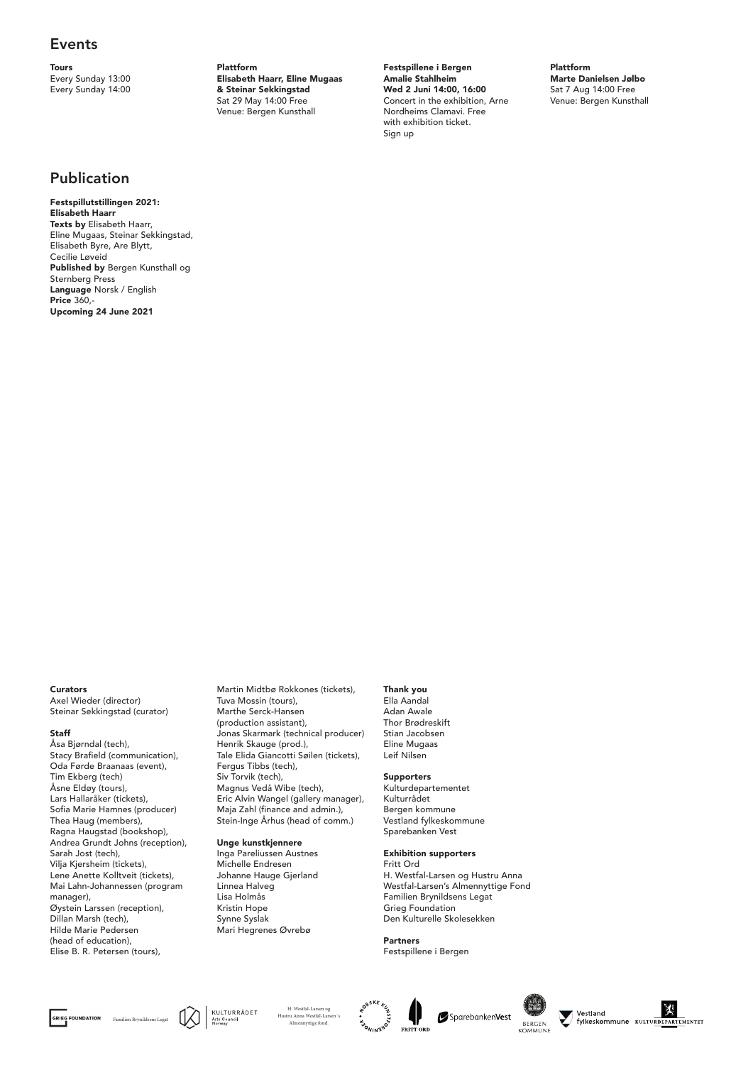## Events

**Tours**
Every Sunday 13:00
Every Sunday 14:00

**Plattform**
**Elisabeth Haarr, Eline Mugaas & Steinar Sekkingstad**
Sat 29 May 14:00 Free
Venue: Bergen Kunsthall

**Festspillene i Bergen**
**Amalie Stahlheim**
**Wed 2 Juni 14:00, 16:00**
Concert in the exhibition, Arne Nordheims Clamavi. Free with exhibition ticket.
Sign up

**Plattform**
**Marte Danielsen Jølbo**
Sat 7 Aug 14:00 Free
Venue: Bergen Kunsthall

## Publication

**Festspillutstillingen 2021: Elisabeth Haarr**
**Texts by** Elisabeth Haarr, Eline Mugaas, Steinar Sekkingstad, Elisabeth Byre, Are Blytt, Cecilie Løveid
**Published by** Bergen Kunsthall og Sternberg Press
**Language** Norsk / English
**Price** 360,-
**Upcoming 24 June 2021**

**Curators**
Axel Wieder (director)
Steinar Sekkingstad (curator)

**Staff**
Åsa Bjørndal (tech),
Stacy Brafield (communication),
Oda Førde Braanaas (event),
Tim Ekberg (tech)
Åsne Eldøy (tours),
Lars Hallaråker (tickets),
Sofia Marie Hamnes (producer)
Thea Haug (members),
Ragna Haugstad (bookshop),
Andrea Grundt Johns (reception),
Sarah Jost (tech),
Vilja Kjersheim (tickets),
Lene Anette Kolltveit (tickets),
Mai Lahn-Johannessen (program manager),
Øystein Larssen (reception),
Dillan Marsh (tech),
Hilde Marie Pedersen (head of education),
Elise B. R. Petersen (tours),
Martin Midtbø Rokkones (tickets),
Tuva Mossin (tours),
Marthe Serck-Hansen (production assistant),
Jonas Skarmark (technical producer)
Henrik Skauge (prod.),
Tale Elida Giancotti Søilen (tickets),
Fergus Tibbs (tech),
Siv Torvik (tech),
Magnus Vedå Wibe (tech),
Eric Alvin Wangel (gallery manager),
Maja Zahl (finance and admin.),
Stein-Inge Århus (head of comm.)

**Unge kunstkjennere**
Inga Pareliussen Austnes
Michelle Endresen
Johanne Hauge Gjerland
Linnea Halveg
Lisa Holmås
Kristin Hope
Synne Syslak
Mari Hegrenes Øvrebø

**Thank you**
Ella Aandal
Adan Awale
Thor Brødreskift
Stian Jacobsen
Eline Mugaas
Leif Nilsen

**Supporters**
Kulturdepartementet
Kulturrådet
Bergen kommune
Vestland fylkeskommune
Sparebanken Vest

**Exhibition supporters**
Fritt Ord
H. Westfal-Larsen og Hustru Anna Westfal-Larsen's Almennyttige Fond
Familien Brynildsens Legat
Grieg Foundation
Den Kulturelle Skolesekken

**Partners**
Festspillene i Bergen